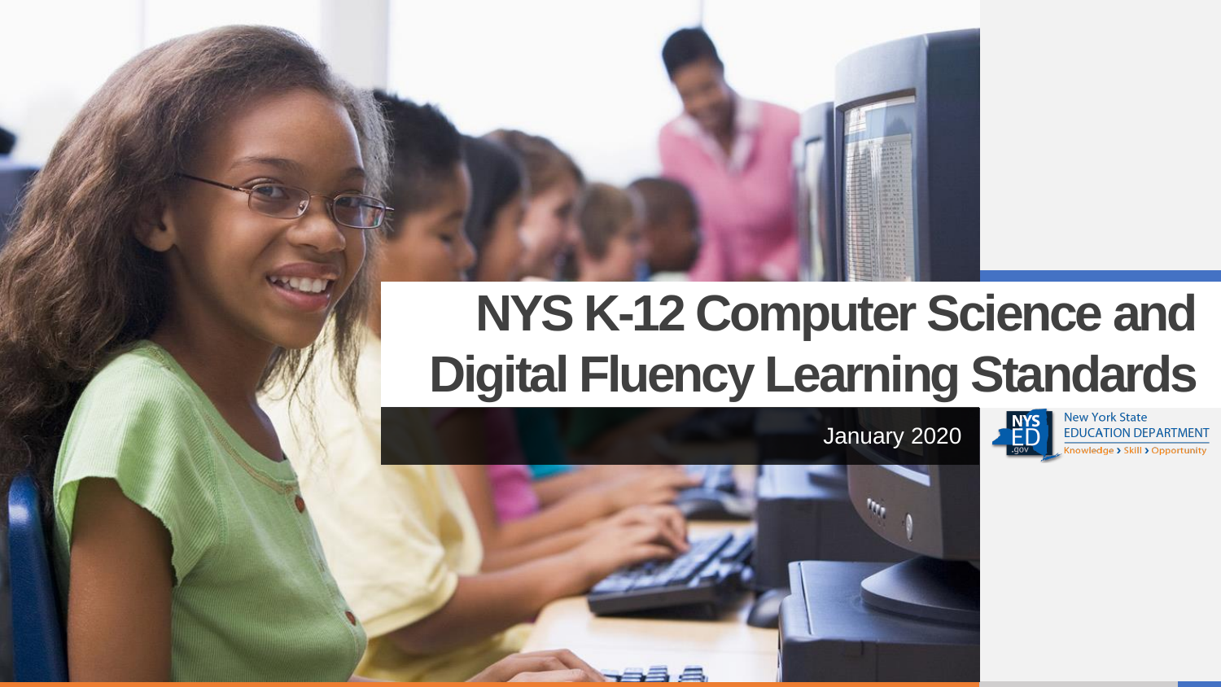# NYS K-12 Computer Science and Digital Fluency Learning Standards

January 2020

New York State EDUCATION DEPARTMENT

Knowledge › Skill › Opportunity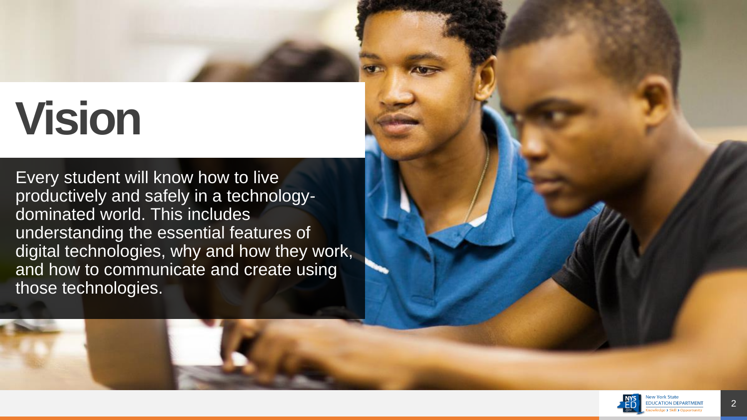# Vision

Every student will know how to live productively and safely in a technology-dominated world. This includes understanding the essential features of digital technologies, why and how they work, and how to communicate and create using those technologies.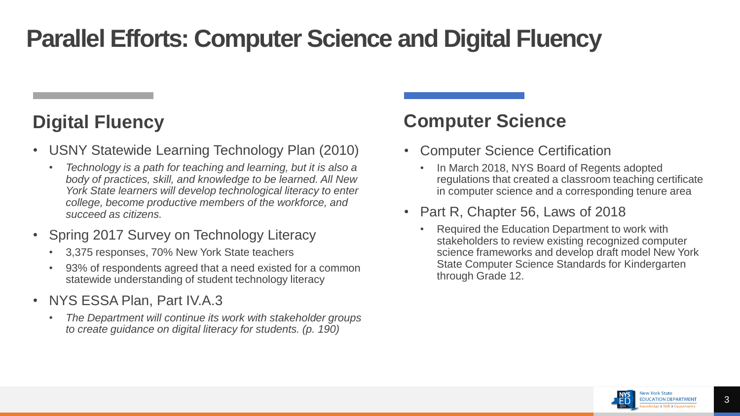# Parallel Efforts: Computer Science and Digital Fluency

## Digital Fluency

- USNY Statewide Learning Technology Plan (2010)
  - *Technology is a path for teaching and learning, but it is also a body of practices, skill, and knowledge to be learned. All New York State learners will develop technological literacy to enter college, become productive members of the workforce, and succeed as citizens.*
- Spring 2017 Survey on Technology Literacy
  - 3,375 responses, 70% New York State teachers
  - 93% of respondents agreed that a need existed for a common statewide understanding of student technology literacy
- NYS ESSA Plan, Part IV.A.3
  - *The Department will continue its work with stakeholder groups to create guidance on digital literacy for students. (p. 190)*

## Computer Science

- Computer Science Certification
  - In March 2018, NYS Board of Regents adopted regulations that created a classroom teaching certificate in computer science and a corresponding tenure area
- Part R, Chapter 56, Laws of 2018
  - Required the Education Department to work with stakeholders to review existing recognized computer science frameworks and develop draft model New York State Computer Science Standards for Kindergarten through Grade 12.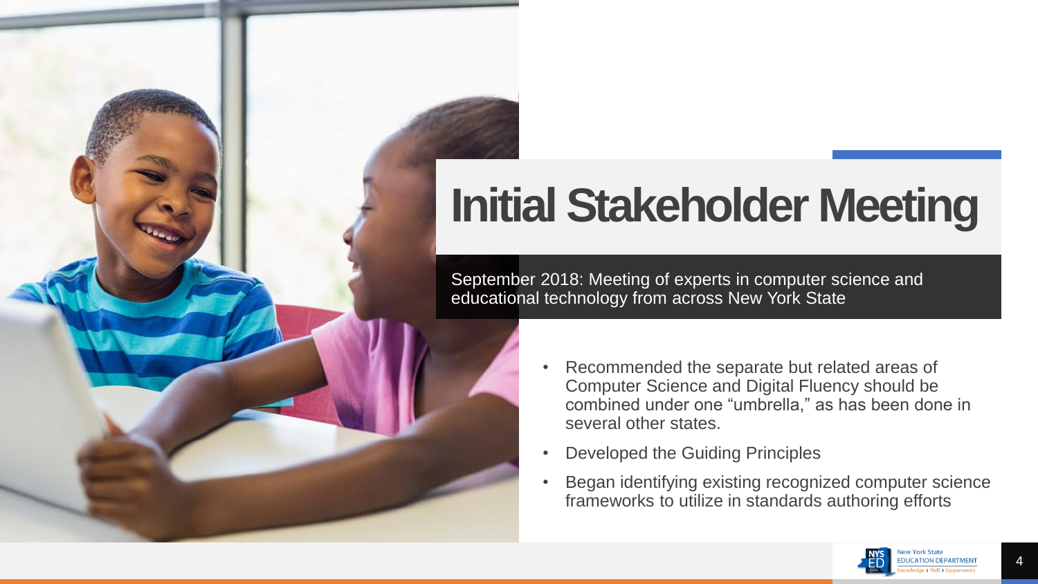# Initial Stakeholder Meeting

September 2018: Meeting of experts in computer science and educational technology from across New York State

- Recommended the separate but related areas of Computer Science and Digital Fluency should be combined under one "umbrella," as has been done in several other states.
- Developed the Guiding Principles
- Began identifying existing recognized computer science frameworks to utilize in standards authoring efforts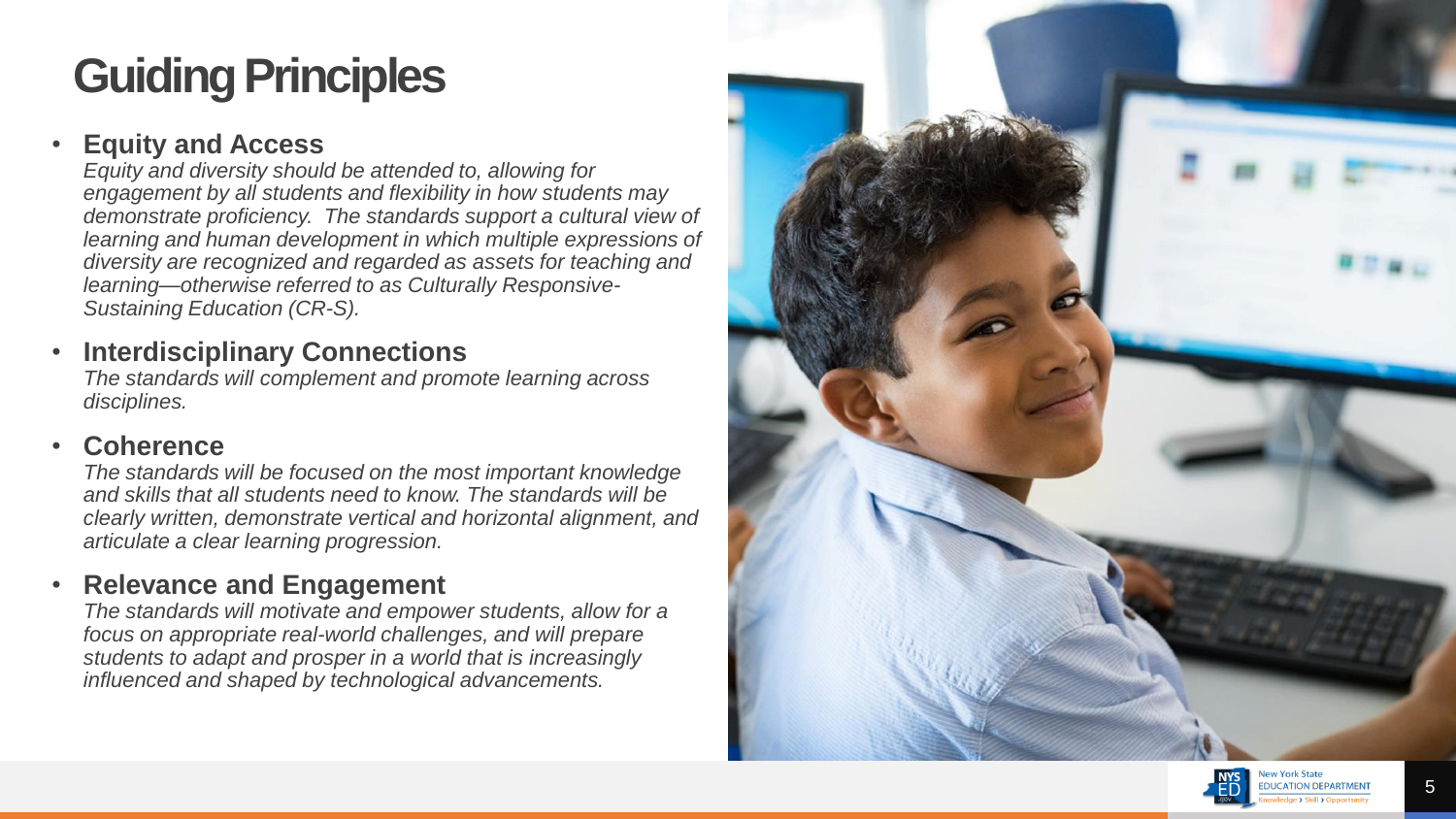# Guiding Principles

- **Equity and Access**
  *Equity and diversity should be attended to, allowing for engagement by all students and flexibility in how students may demonstrate proficiency. The standards support a cultural view of learning and human development in which multiple expressions of diversity are recognized and regarded as assets for teaching and learning—otherwise referred to as Culturally Responsive-Sustaining Education (CR-S).*

- **Interdisciplinary Connections**
  *The standards will complement and promote learning across disciplines.*

- **Coherence**
  *The standards will be focused on the most important knowledge and skills that all students need to know. The standards will be clearly written, demonstrate vertical and horizontal alignment, and articulate a clear learning progression.*

- **Relevance and Engagement**
  *The standards will motivate and empower students, allow for a focus on appropriate real-world challenges, and will prepare students to adapt and prosper in a world that is increasingly influenced and shaped by technological advancements.*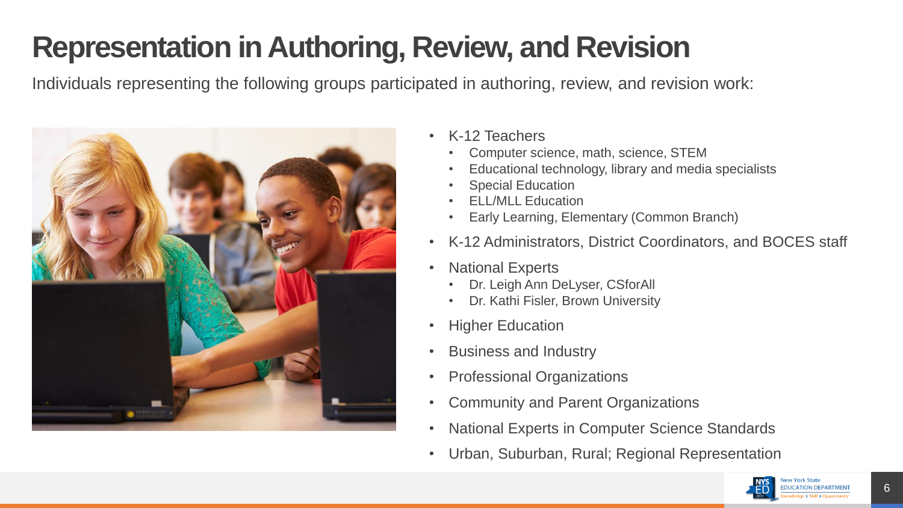# Representation in Authoring, Review, and Revision

Individuals representing the following groups participated in authoring, review, and revision work:

- K-12 Teachers
  - Computer science, math, science, STEM
  - Educational technology, library and media specialists
  - Special Education
  - ELL/MLL Education
  - Early Learning, Elementary (Common Branch)
- K-12 Administrators, District Coordinators, and BOCES staff
- National Experts
  - Dr. Leigh Ann DeLyser, CSforAll
  - Dr. Kathi Fisler, Brown University
- Higher Education
- Business and Industry
- Professional Organizations
- Community and Parent Organizations
- National Experts in Computer Science Standards
- Urban, Suburban, Rural; Regional Representation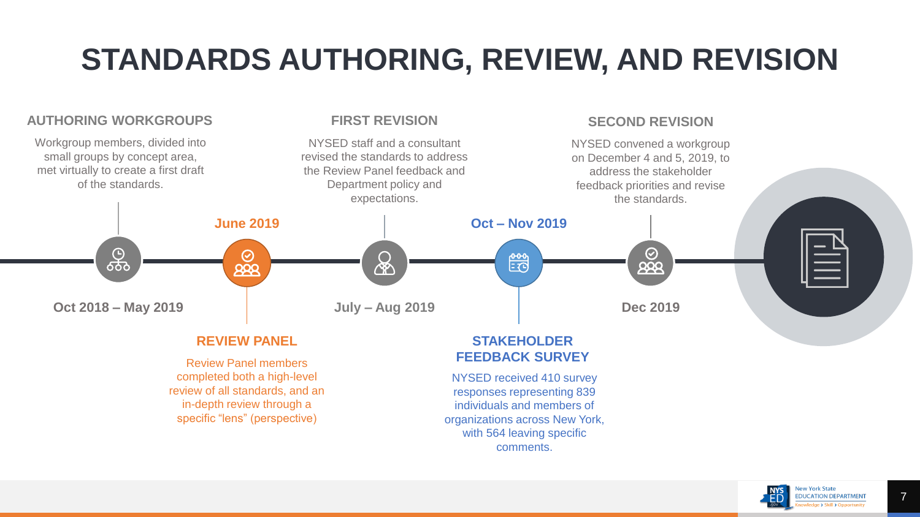# STANDARDS AUTHORING, REVIEW, AND REVISION

## AUTHORING WORKGROUPS

**Oct 2018 – May 2019**

Workgroup members, divided into small groups by concept area, met virtually to create a first draft of the standards.

## REVIEW PANEL

**June 2019**

Review Panel members completed both a high-level review of all standards, and an in-depth review through a specific "lens" (perspective)

## FIRST REVISION

**July – Aug 2019**

NYSED staff and a consultant revised the standards to address the Review Panel feedback and Department policy and expectations.

## STAKEHOLDER FEEDBACK SURVEY

**Oct – Nov 2019**

NYSED received 410 survey responses representing 839 individuals and members of organizations across New York, with 564 leaving specific comments.

## SECOND REVISION

**Dec 2019**

NYSED convened a workgroup on December 4 and 5, 2019, to address the stakeholder feedback priorities and revise the standards.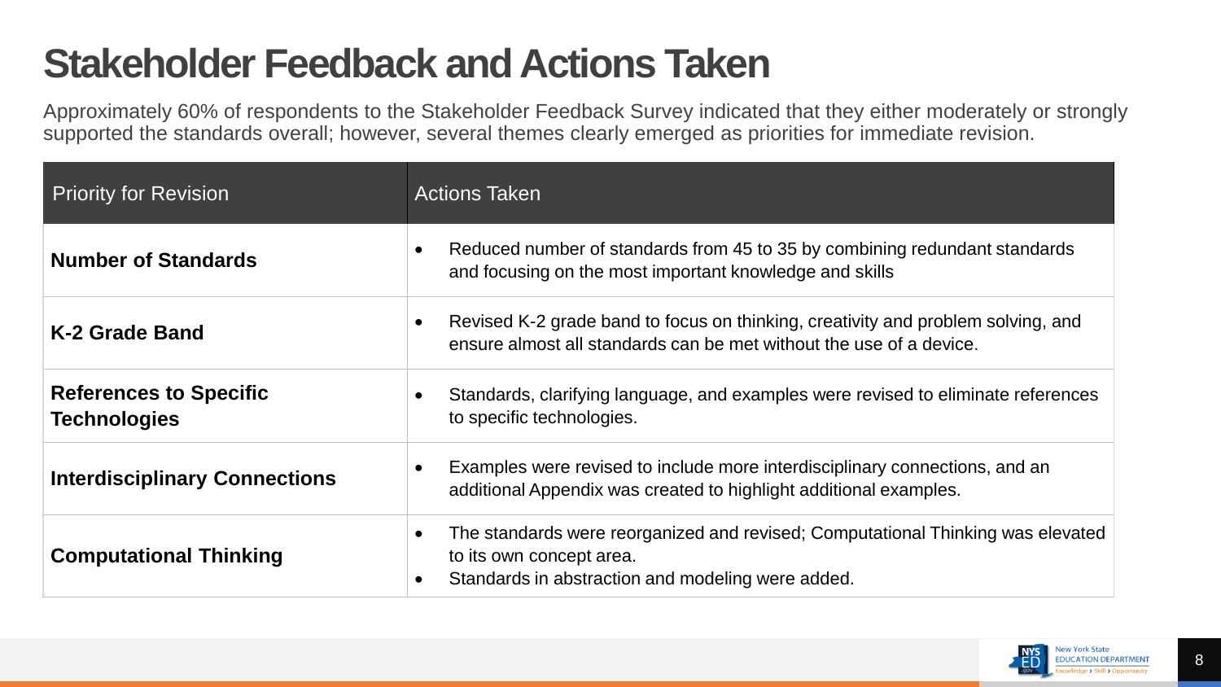# Stakeholder Feedback and Actions Taken

Approximately 60% of respondents to the Stakeholder Feedback Survey indicated that they either moderately or strongly supported the standards overall; however, several themes clearly emerged as priorities for immediate revision.

| Priority for Revision | Actions Taken |
| --- | --- |
| **Number of Standards** | • Reduced number of standards from 45 to 35 by combining redundant standards and focusing on the most important knowledge and skills |
| **K-2 Grade Band** | • Revised K-2 grade band to focus on thinking, creativity and problem solving, and ensure almost all standards can be met without the use of a device. |
| **References to Specific Technologies** | • Standards, clarifying language, and examples were revised to eliminate references to specific technologies. |
| **Interdisciplinary Connections** | • Examples were revised to include more interdisciplinary connections, and an additional Appendix was created to highlight additional examples. |
| **Computational Thinking** | • The standards were reorganized and revised; Computational Thinking was elevated to its own concept area.<br>• Standards in abstraction and modeling were added. |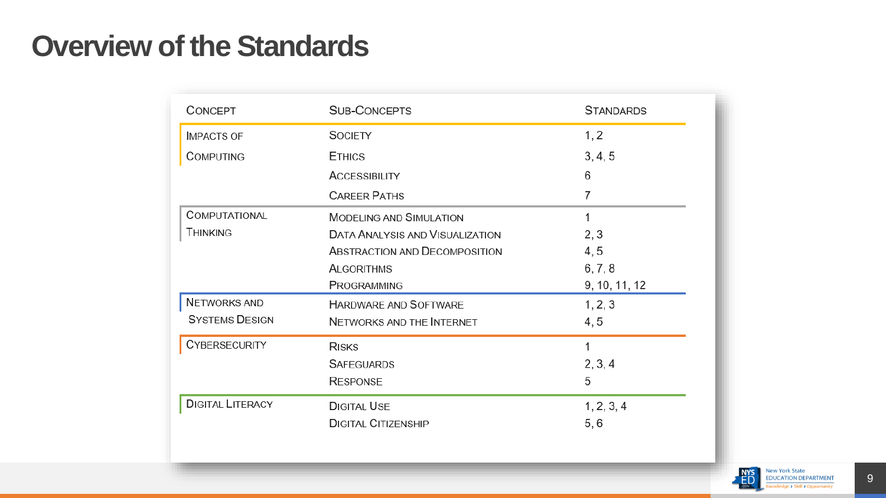# Overview of the Standards

| Concept | Sub-Concepts | Standards |
|---|---|---|
| Impacts of Computing | Society | 1, 2 |
| | Ethics | 3, 4, 5 |
| | Accessibility | 6 |
| | Career Paths | 7 |
| Computational Thinking | Modeling and Simulation | 1 |
| | Data Analysis and Visualization | 2, 3 |
| | Abstraction and Decomposition | 4, 5 |
| | Algorithms | 6, 7, 8 |
| | Programming | 9, 10, 11, 12 |
| Networks and Systems Design | Hardware and Software | 1, 2, 3 |
| | Networks and the Internet | 4, 5 |
| Cybersecurity | Risks | 1 |
| | Safeguards | 2, 3, 4 |
| | Response | 5 |
| Digital Literacy | Digital Use | 1, 2, 3, 4 |
| | Digital Citizenship | 5, 6 |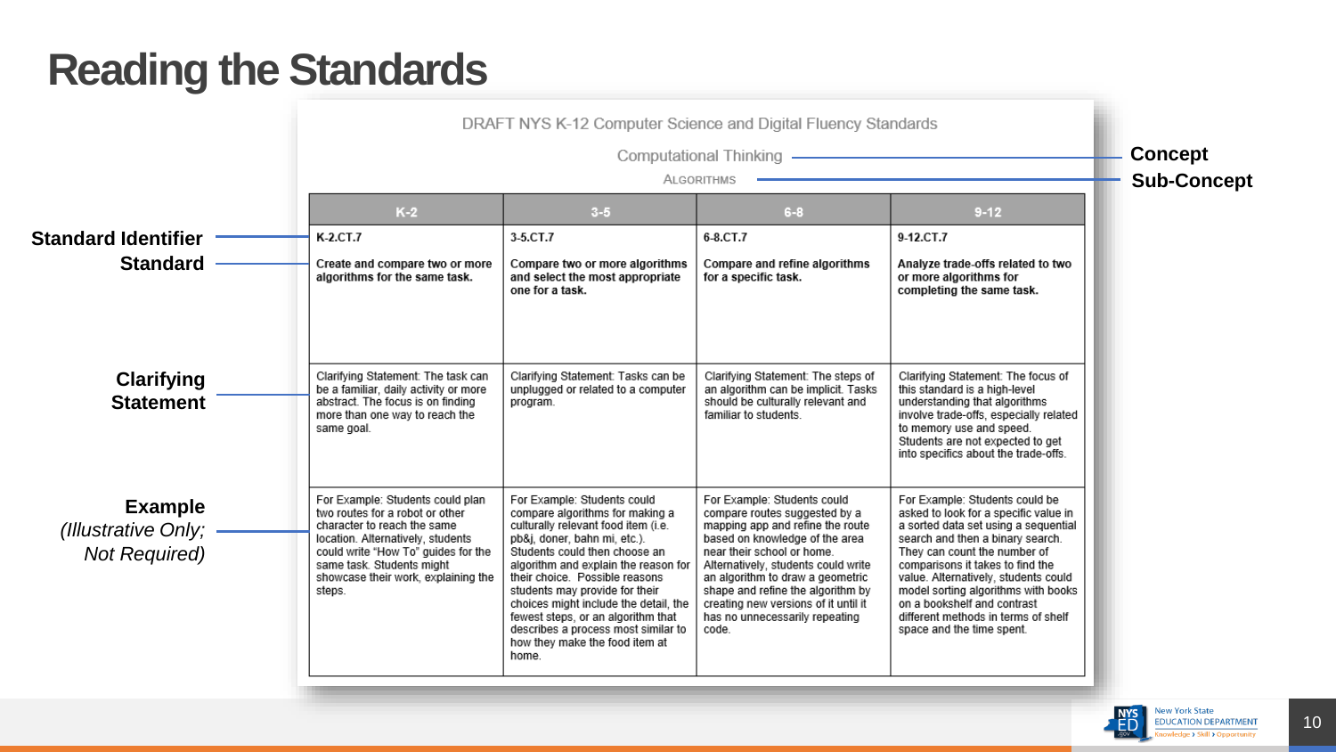# Reading the Standards

DRAFT NYS K-12 Computer Science and Digital Fluency Standards

Computational Thinking — **Concept**

ALGORITHMS — **Sub-Concept**

| | K-2 | 3-5 | 6-8 | 9-12 |
|---|---|---|---|---|
| **Standard Identifier** | K-2.CT.7 | 3-5.CT.7 | 6-8.CT.7 | 9-12.CT.7 |
| **Standard** | **Create and compare two or more algorithms for the same task.** | **Compare two or more algorithms and select the most appropriate one for a task.** | **Compare and refine algorithms for a specific task.** | **Analyze trade-offs related to two or more algorithms for completing the same task.** |
| **Clarifying Statement** | Clarifying Statement: The task can be a familiar, daily activity or more abstract. The focus is on finding more than one way to reach the same goal. | Clarifying Statement: Tasks can be unplugged or related to a computer program. | Clarifying Statement: The steps of an algorithm can be implicit. Tasks should be culturally relevant and familiar to students. | Clarifying Statement: The focus of this standard is a high-level understanding that algorithms involve trade-offs, especially related to memory use and speed. Students are not expected to get into specifics about the trade-offs. |
| **Example** *(Illustrative Only; Not Required)* | For Example: Students could plan two routes for a robot or other character to reach the same location. Alternatively, students could write "How To" guides for the same task. Students might showcase their work, explaining the steps. | For Example: Students could compare algorithms for making a culturally relevant food item (i.e. pb&j, doner, bahn mi, etc.). Students could then choose an algorithm and explain the reason for their choice. Possible reasons students may provide for their choices might include the detail, the fewest steps, or an algorithm that describes a process most similar to how they make the food item at home. | For Example: Students could compare routes suggested by a mapping app and refine the route based on knowledge of the area near their school or home. Alternatively, students could write an algorithm to draw a geometric shape and refine the algorithm by creating new versions of it until it has no unnecessarily repeating code. | For Example: Students could be asked to look for a specific value in a sorted data set using a sequential search and then a binary search. They can count the number of comparisons it takes to find the value. Alternatively, students could model sorting algorithms with books on a bookshelf and contrast different methods in terms of shelf space and the time spent. |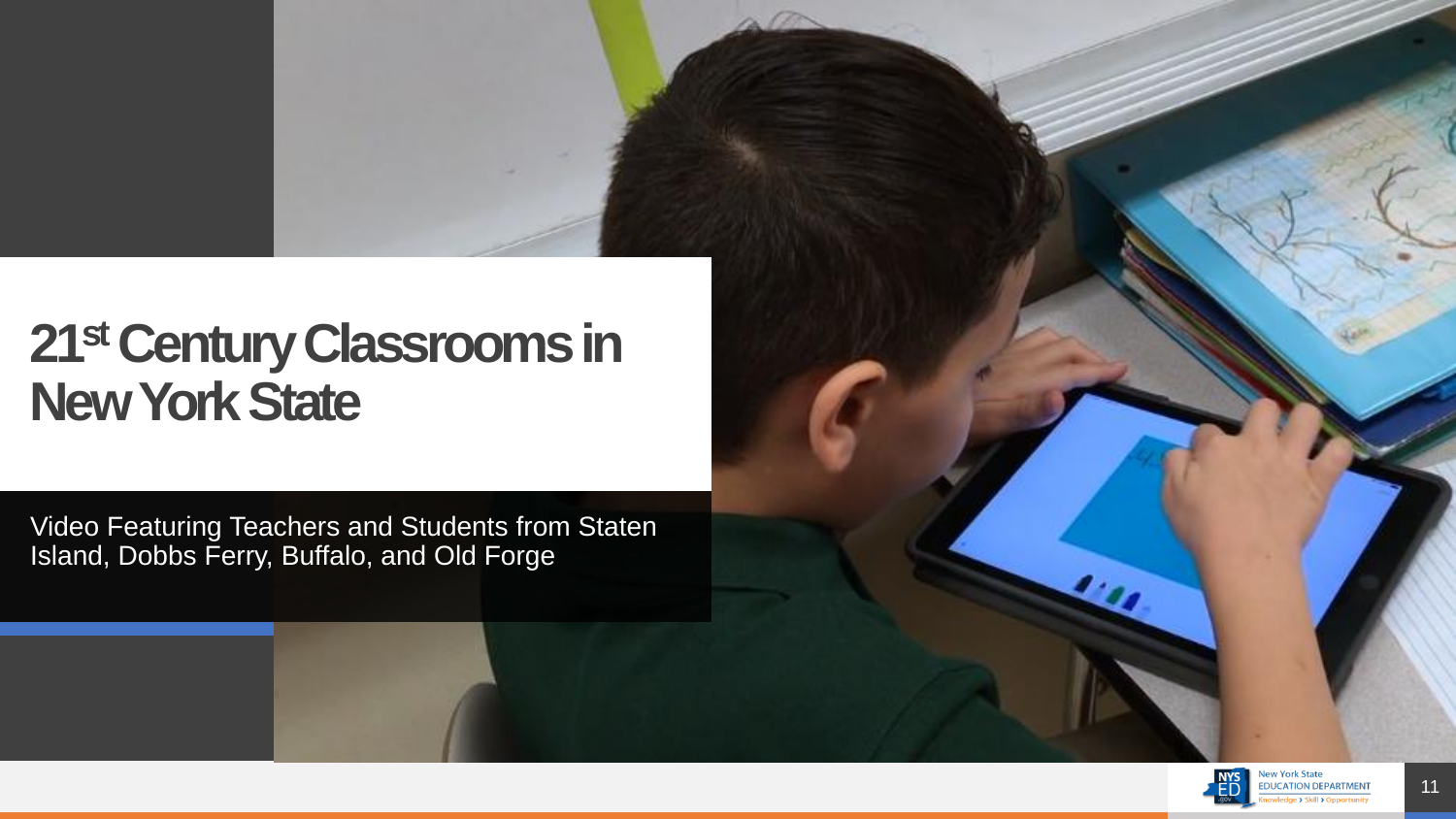# 21st Century Classrooms in New York State

Video Featuring Teachers and Students from Staten Island, Dobbs Ferry, Buffalo, and Old Forge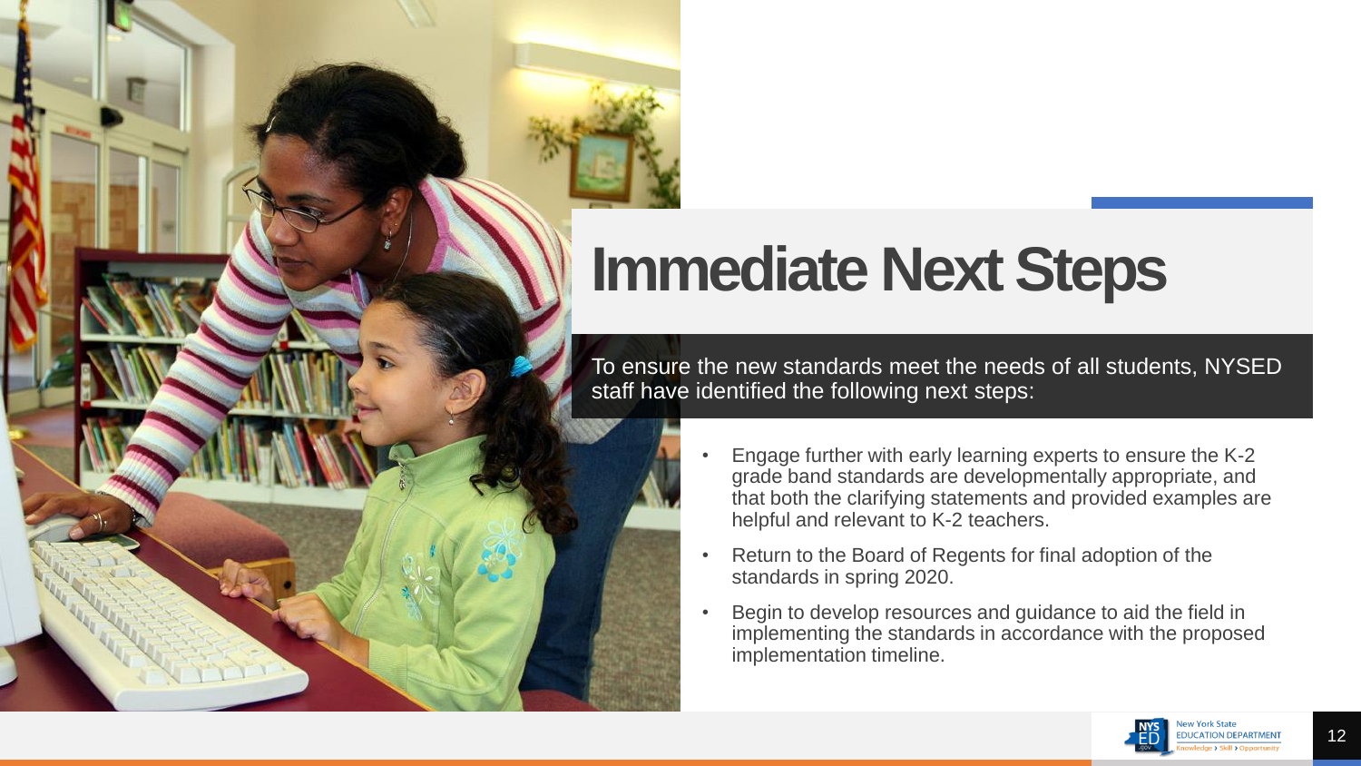# Immediate Next Steps

To ensure the new standards meet the needs of all students, NYSED staff have identified the following next steps:

- Engage further with early learning experts to ensure the K-2 grade band standards are developmentally appropriate, and that both the clarifying statements and provided examples are helpful and relevant to K-2 teachers.
- Return to the Board of Regents for final adoption of the standards in spring 2020.
- Begin to develop resources and guidance to aid the field in implementing the standards in accordance with the proposed implementation timeline.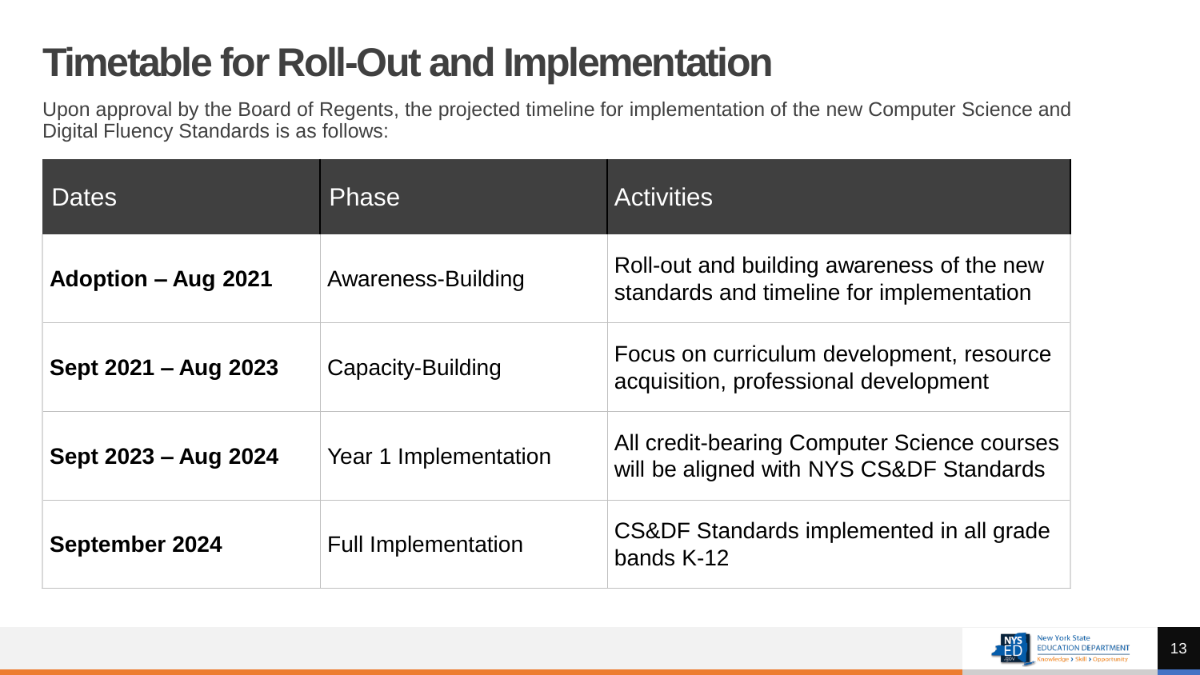# Timetable for Roll-Out and Implementation

Upon approval by the Board of Regents, the projected timeline for implementation of the new Computer Science and Digital Fluency Standards is as follows:

| Dates | Phase | Activities |
| --- | --- | --- |
| **Adoption – Aug 2021** | Awareness-Building | Roll-out and building awareness of the new standards and timeline for implementation |
| **Sept 2021 – Aug 2023** | Capacity-Building | Focus on curriculum development, resource acquisition, professional development |
| **Sept 2023 – Aug 2024** | Year 1 Implementation | All credit-bearing Computer Science courses will be aligned with NYS CS&DF Standards |
| **September 2024** | Full Implementation | CS&DF Standards implemented in all grade bands K-12 |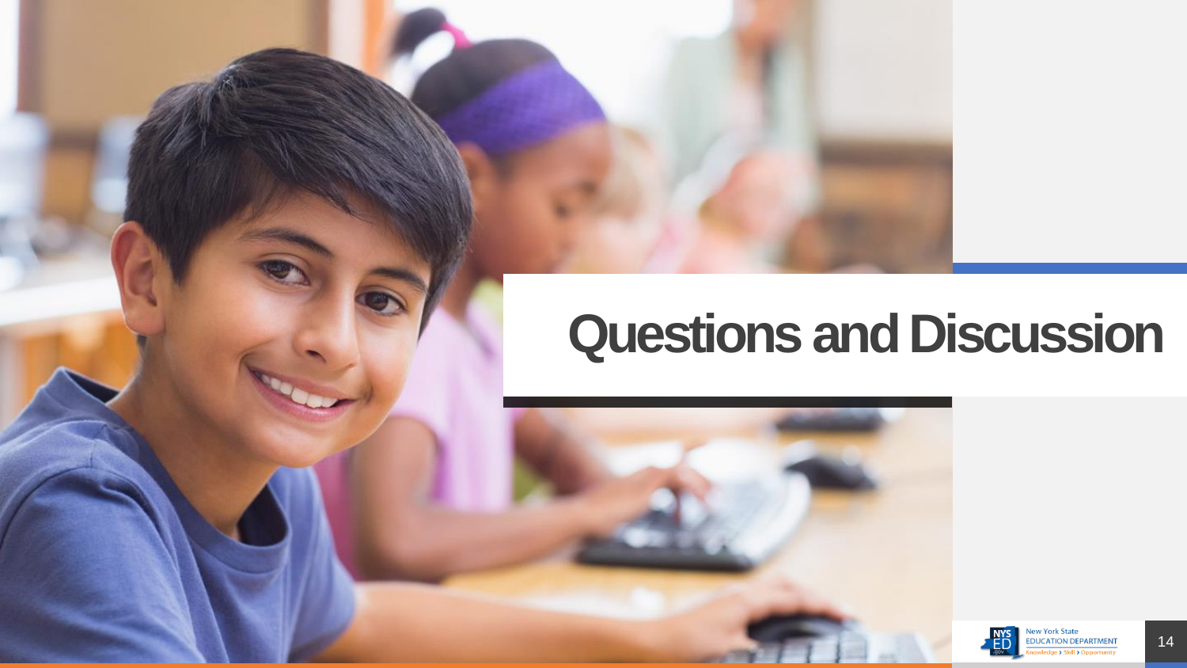# Questions and Discussion